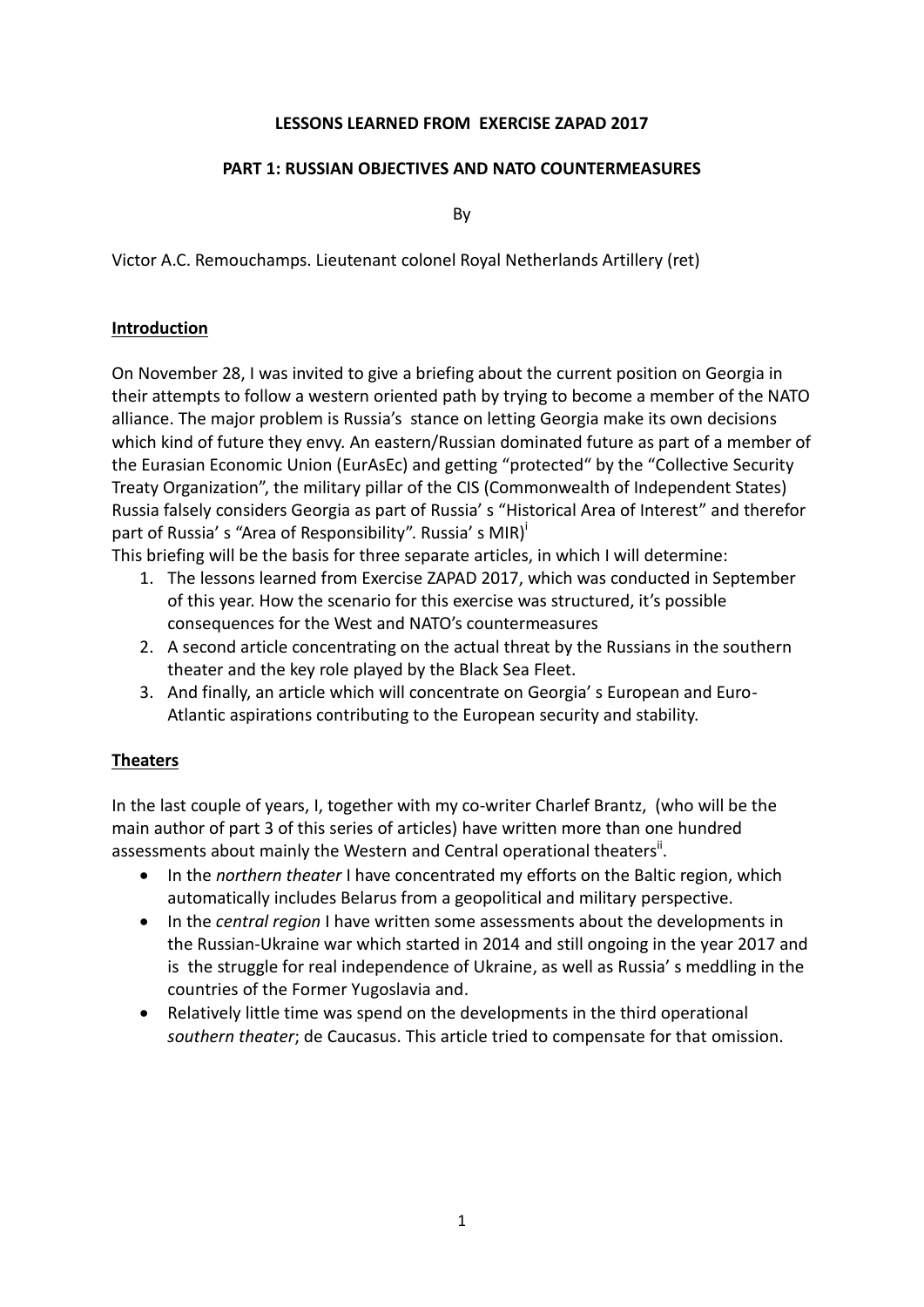**LESSONS LEARNED FROM EXERCISE ZAPAD 2017**

**PART 1: RUSSIAN OBJECTIVES AND NATO COUNTERMEASURES**

By

Victor A.C. Remouchamps. Lieutenant colonel Royal Netherlands Artillery (ret)

## Introduction

On November 28, I was invited to give a briefing about the current position on Georgia in their attempts to follow a western oriented path by trying to become a member of the NATO alliance. The major problem is Russia's stance on letting Georgia make its own decisions which kind of future they envy. An eastern/Russian dominated future as part of a member of the Eurasian Economic Union (EurAsEc) and getting "protected" by the "Collective Security Treaty Organization", the military pillar of the CIS (Commonwealth of Independent States) Russia falsely considers Georgia as part of Russia' s "Historical Area of Interest" and therefor part of Russia' s "Area of Responsibility". Russia' s MIR)[i]

This briefing will be the basis for three separate articles, in which I will determine:

1. The lessons learned from Exercise ZAPAD 2017, which was conducted in September of this year. How the scenario for this exercise was structured, it's possible consequences for the West and NATO's countermeasures
2. A second article concentrating on the actual threat by the Russians in the southern theater and the key role played by the Black Sea Fleet.
3. And finally, an article which will concentrate on Georgia' s European and Euro-Atlantic aspirations contributing to the European security and stability.

## Theaters

In the last couple of years, I, together with my co-writer Charlef Brantz, (who will be the main author of part 3 of this series of articles) have written more than one hundred assessments about mainly the Western and Central operational theaters[ii].

- In the *northern theater* I have concentrated my efforts on the Baltic region, which automatically includes Belarus from a geopolitical and military perspective.
- In the *central region* I have written some assessments about the developments in the Russian-Ukraine war which started in 2014 and still ongoing in the year 2017 and is the struggle for real independence of Ukraine, as well as Russia' s meddling in the countries of the Former Yugoslavia and.
- Relatively little time was spend on the developments in the third operational *southern theater*; de Caucasus. This article tried to compensate for that omission.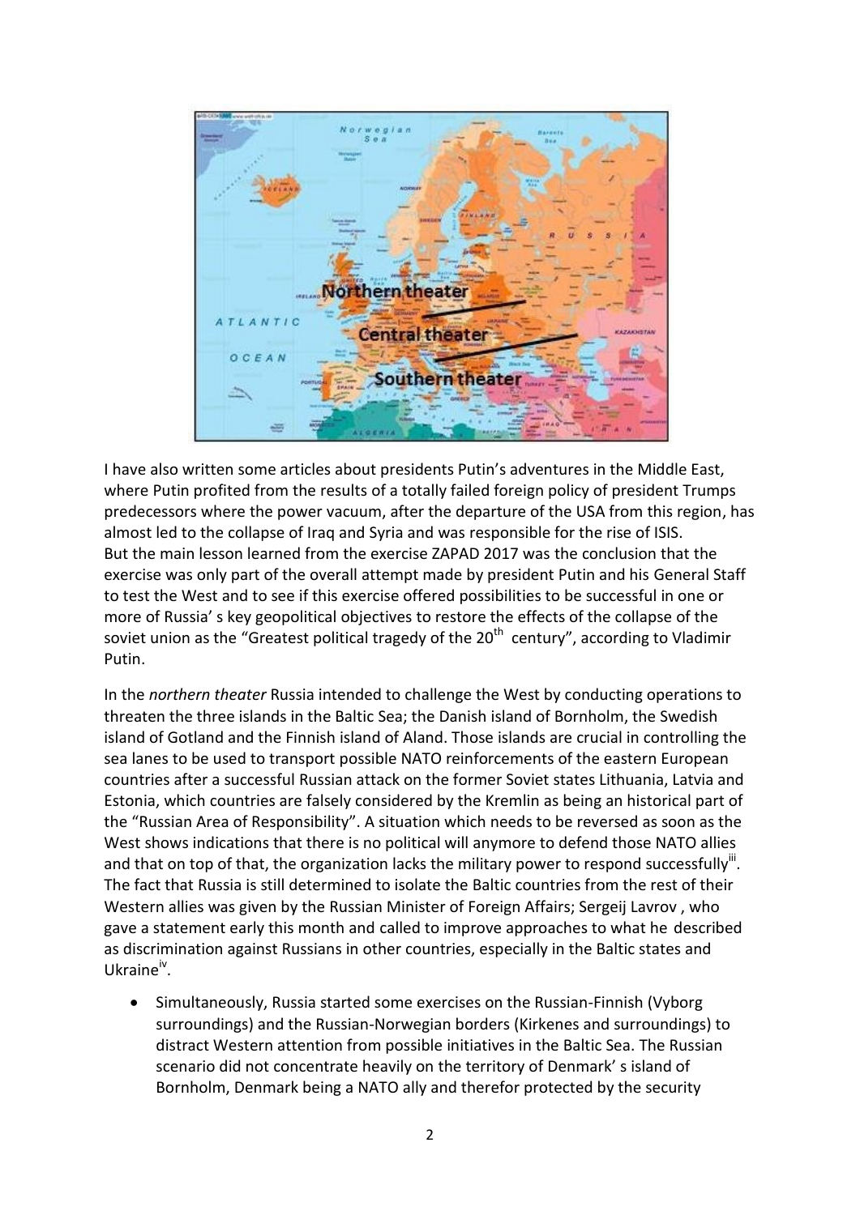I have also written some articles about presidents Putin's adventures in the Middle East, where Putin profited from the results of a totally failed foreign policy of president Trumps predecessors where the power vacuum, after the departure of the USA from this region, has almost led to the collapse of Iraq and Syria and was responsible for the rise of ISIS.
But the main lesson learned from the exercise ZAPAD 2017 was the conclusion that the exercise was only part of the overall attempt made by president Putin and his General Staff to test the West and to see if this exercise offered possibilities to be successful in one or more of Russia' s key geopolitical objectives to restore the effects of the collapse of the soviet union as the "Greatest political tragedy of the 20th century", according to Vladimir Putin.

In the *northern theater* Russia intended to challenge the West by conducting operations to threaten the three islands in the Baltic Sea; the Danish island of Bornholm, the Swedish island of Gotland and the Finnish island of Aland. Those islands are crucial in controlling the sea lanes to be used to transport possible NATO reinforcements of the eastern European countries after a successful Russian attack on the former Soviet states Lithuania, Latvia and Estonia, which countries are falsely considered by the Kremlin as being an historical part of the "Russian Area of Responsibility". A situation which needs to be reversed as soon as the West shows indications that there is no political will anymore to defend those NATO allies and that on top of that, the organization lacks the military power to respond successfully[iii]. The fact that Russia is still determined to isolate the Baltic countries from the rest of their Western allies was given by the Russian Minister of Foreign Affairs; Sergeij Lavrov , who gave a statement early this month and called to improve approaches to what he described as discrimination against Russians in other countries, especially in the Baltic states and Ukraine[iv].

- Simultaneously, Russia started some exercises on the Russian-Finnish (Vyborg surroundings) and the Russian-Norwegian borders (Kirkenes and surroundings) to distract Western attention from possible initiatives in the Baltic Sea. The Russian scenario did not concentrate heavily on the territory of Denmark' s island of Bornholm, Denmark being a NATO ally and therefor protected by the security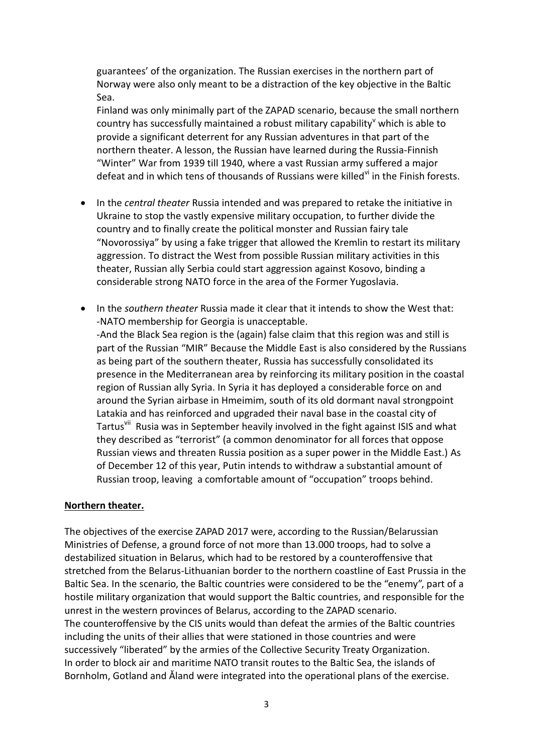guarantees' of the organization. The Russian exercises in the northern part of Norway were also only meant to be a distraction of the key objective in the Baltic Sea.
Finland was only minimally part of the ZAPAD scenario, because the small northern country has successfully maintained a robust military capability[v] which is able to provide a significant deterrent for any Russian adventures in that part of the northern theater. A lesson, the Russian have learned during the Russia-Finnish "Winter" War from 1939 till 1940, where a vast Russian army suffered a major defeat and in which tens of thousands of Russians were killed[vi] in the Finish forests.

- In the *central theater* Russia intended and was prepared to retake the initiative in Ukraine to stop the vastly expensive military occupation, to further divide the country and to finally create the political monster and Russian fairy tale "Novorossiya" by using a fake trigger that allowed the Kremlin to restart its military aggression. To distract the West from possible Russian military activities in this theater, Russian ally Serbia could start aggression against Kosovo, binding a considerable strong NATO force in the area of the Former Yugoslavia.

- In the *southern theater* Russia made it clear that it intends to show the West that:
  -NATO membership for Georgia is unacceptable.
  -And the Black Sea region is the (again) false claim that this region was and still is part of the Russian "MIR" Because the Middle East is also considered by the Russians as being part of the southern theater, Russia has successfully consolidated its presence in the Mediterranean area by reinforcing its military position in the coastal region of Russian ally Syria. In Syria it has deployed a considerable force on and around the Syrian airbase in Hmeimim, south of its old dormant naval strongpoint Latakia and has reinforced and upgraded their naval base in the coastal city of Tartus[vii] Rusia was in September heavily involved in the fight against ISIS and what they described as "terrorist" (a common denominator for all forces that oppose Russian views and threaten Russia position as a super power in the Middle East.) As of December 12 of this year, Putin intends to withdraw a substantial amount of Russian troop, leaving a comfortable amount of "occupation" troops behind.

**Northern theater.**

The objectives of the exercise ZAPAD 2017 were, according to the Russian/Belarussian Ministries of Defense, a ground force of not more than 13.000 troops, had to solve a destabilized situation in Belarus, which had to be restored by a counteroffensive that stretched from the Belarus-Lithuanian border to the northern coastline of East Prussia in the Baltic Sea. In the scenario, the Baltic countries were considered to be the "enemy", part of a hostile military organization that would support the Baltic countries, and responsible for the unrest in the western provinces of Belarus, according to the ZAPAD scenario.
The counteroffensive by the CIS units would than defeat the armies of the Baltic countries including the units of their allies that were stationed in those countries and were successively "liberated" by the armies of the Collective Security Treaty Organization.
In order to block air and maritime NATO transit routes to the Baltic Sea, the islands of Bornholm, Gotland and Ăland were integrated into the operational plans of the exercise.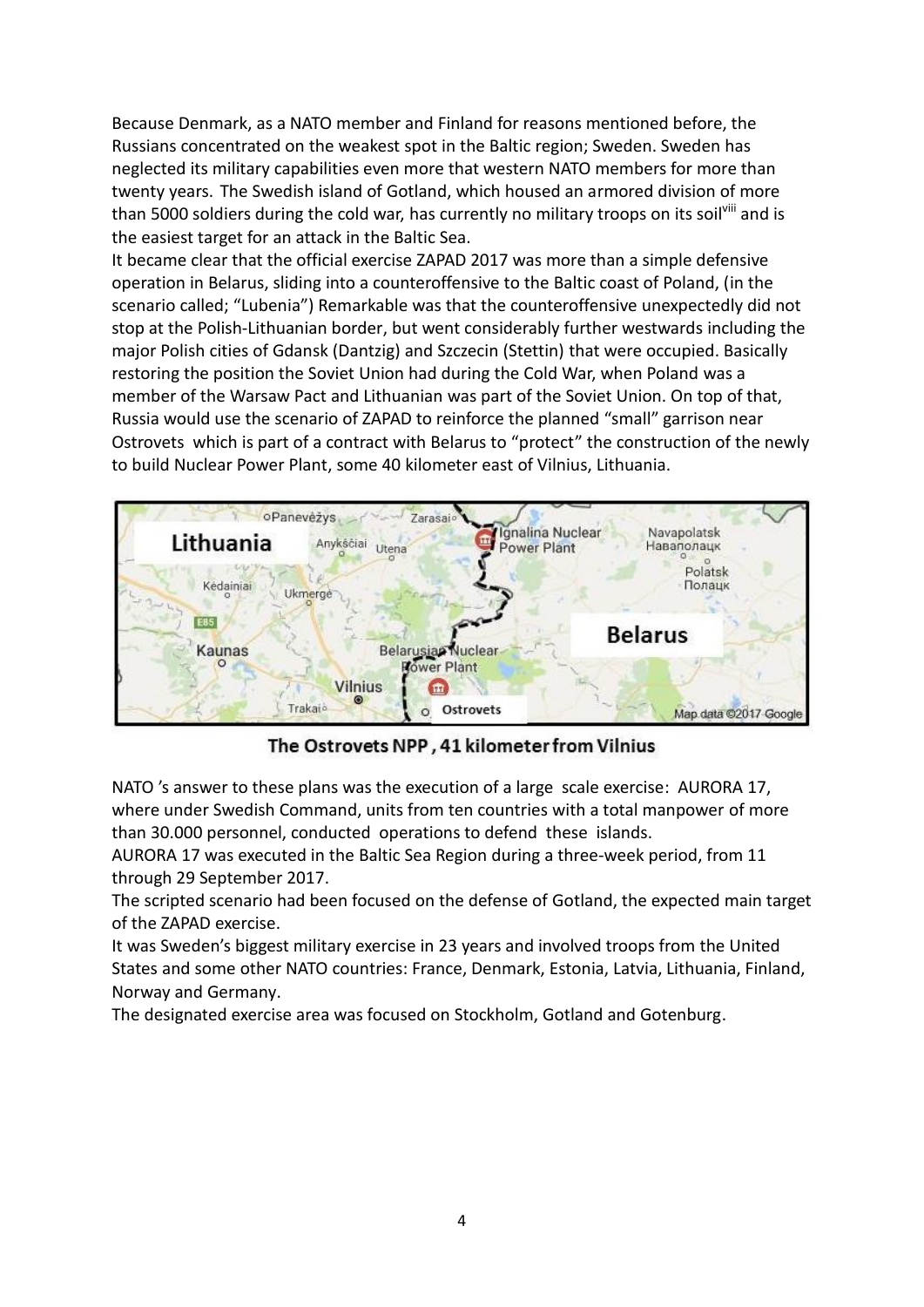Because Denmark, as a NATO member and Finland for reasons mentioned before, the Russians concentrated on the weakest spot in the Baltic region; Sweden. Sweden has neglected its military capabilities even more that western NATO members for more than twenty years. The Swedish island of Gotland, which housed an armored division of more than 5000 soldiers during the cold war, has currently no military troops on its soil[viii] and is the easiest target for an attack in the Baltic Sea.

It became clear that the official exercise ZAPAD 2017 was more than a simple defensive operation in Belarus, sliding into a counteroffensive to the Baltic coast of Poland, (in the scenario called; "Lubenia") Remarkable was that the counteroffensive unexpectedly did not stop at the Polish-Lithuanian border, but went considerably further westwards including the major Polish cities of Gdansk (Dantzig) and Szczecin (Stettin) that were occupied. Basically restoring the position the Soviet Union had during the Cold War, when Poland was a member of the Warsaw Pact and Lithuanian was part of the Soviet Union. On top of that, Russia would use the scenario of ZAPAD to reinforce the planned "small" garrison near Ostrovets which is part of a contract with Belarus to "protect" the construction of the newly to build Nuclear Power Plant, some 40 kilometer east of Vilnius, Lithuania.

The Ostrovets NPP , 41 kilometer from Vilnius

NATO 's answer to these plans was the execution of a large scale exercise: AURORA 17, where under Swedish Command, units from ten countries with a total manpower of more than 30.000 personnel, conducted operations to defend these islands.

AURORA 17 was executed in the Baltic Sea Region during a three-week period, from 11 through 29 September 2017.

The scripted scenario had been focused on the defense of Gotland, the expected main target of the ZAPAD exercise.

It was Sweden's biggest military exercise in 23 years and involved troops from the United States and some other NATO countries: France, Denmark, Estonia, Latvia, Lithuania, Finland, Norway and Germany.

The designated exercise area was focused on Stockholm, Gotland and Gotenburg.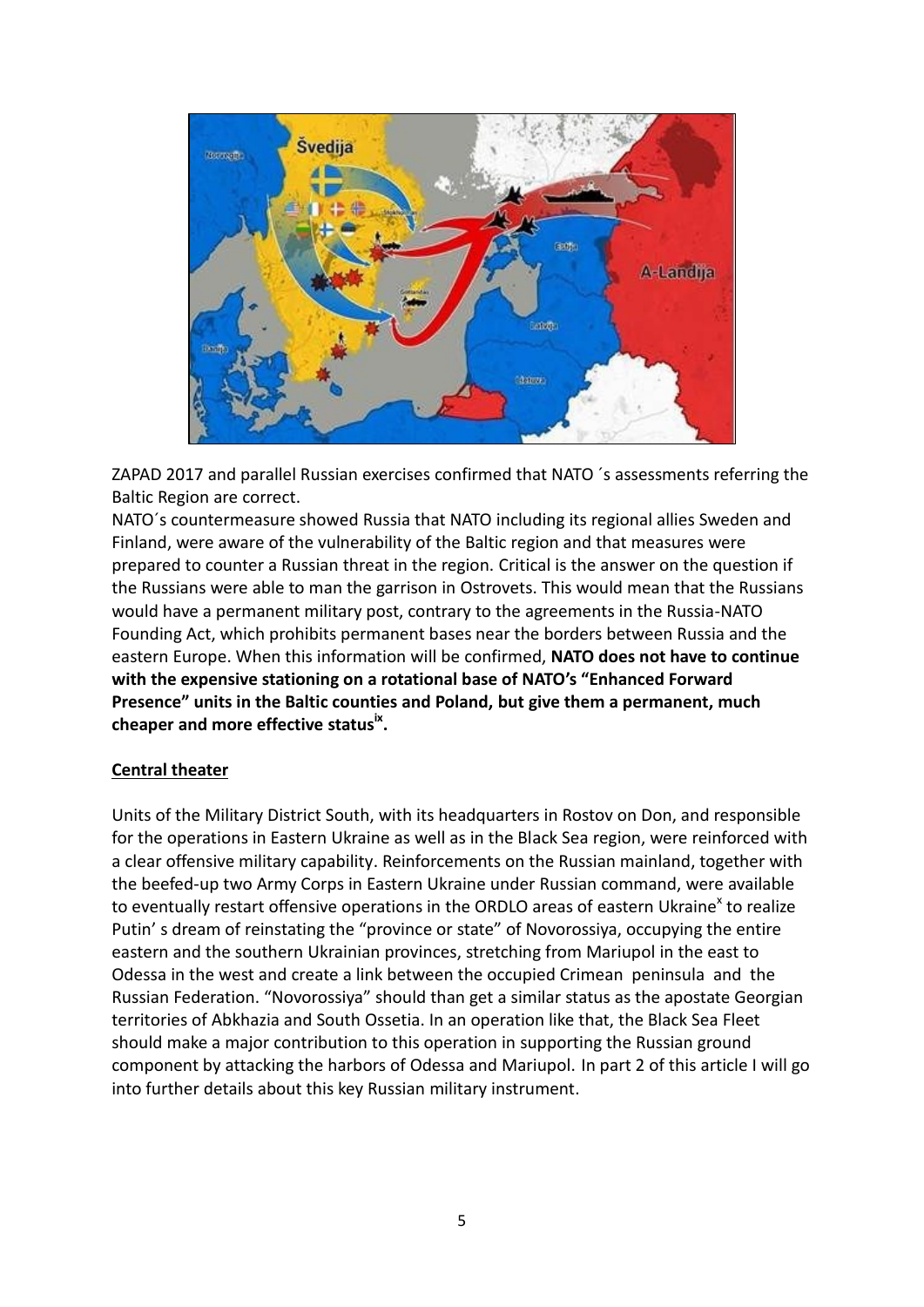ZAPAD 2017 and parallel Russian exercises confirmed that NATO ´s assessments referring the Baltic Region are correct.

NATO´s countermeasure showed Russia that NATO including its regional allies Sweden and Finland, were aware of the vulnerability of the Baltic region and that measures were prepared to counter a Russian threat in the region. Critical is the answer on the question if the Russians were able to man the garrison in Ostrovets. This would mean that the Russians would have a permanent military post, contrary to the agreements in the Russia-NATO Founding Act, which prohibits permanent bases near the borders between Russia and the eastern Europe. When this information will be confirmed, **NATO does not have to continue with the expensive stationing on a rotational base of NATO's "Enhanced Forward Presence" units in the Baltic counties and Poland, but give them a permanent, much cheaper and more effective status[ix].**

## Central theater

Units of the Military District South, with its headquarters in Rostov on Don, and responsible for the operations in Eastern Ukraine as well as in the Black Sea region, were reinforced with a clear offensive military capability. Reinforcements on the Russian mainland, together with the beefed-up two Army Corps in Eastern Ukraine under Russian command, were available to eventually restart offensive operations in the ORDLO areas of eastern Ukraine[x] to realize Putin' s dream of reinstating the "province or state" of Novorossiya, occupying the entire eastern and the southern Ukrainian provinces, stretching from Mariupol in the east to Odessa in the west and create a link between the occupied Crimean peninsula and the Russian Federation. "Novorossiya" should than get a similar status as the apostate Georgian territories of Abkhazia and South Ossetia. In an operation like that, the Black Sea Fleet should make a major contribution to this operation in supporting the Russian ground component by attacking the harbors of Odessa and Mariupol. In part 2 of this article I will go into further details about this key Russian military instrument.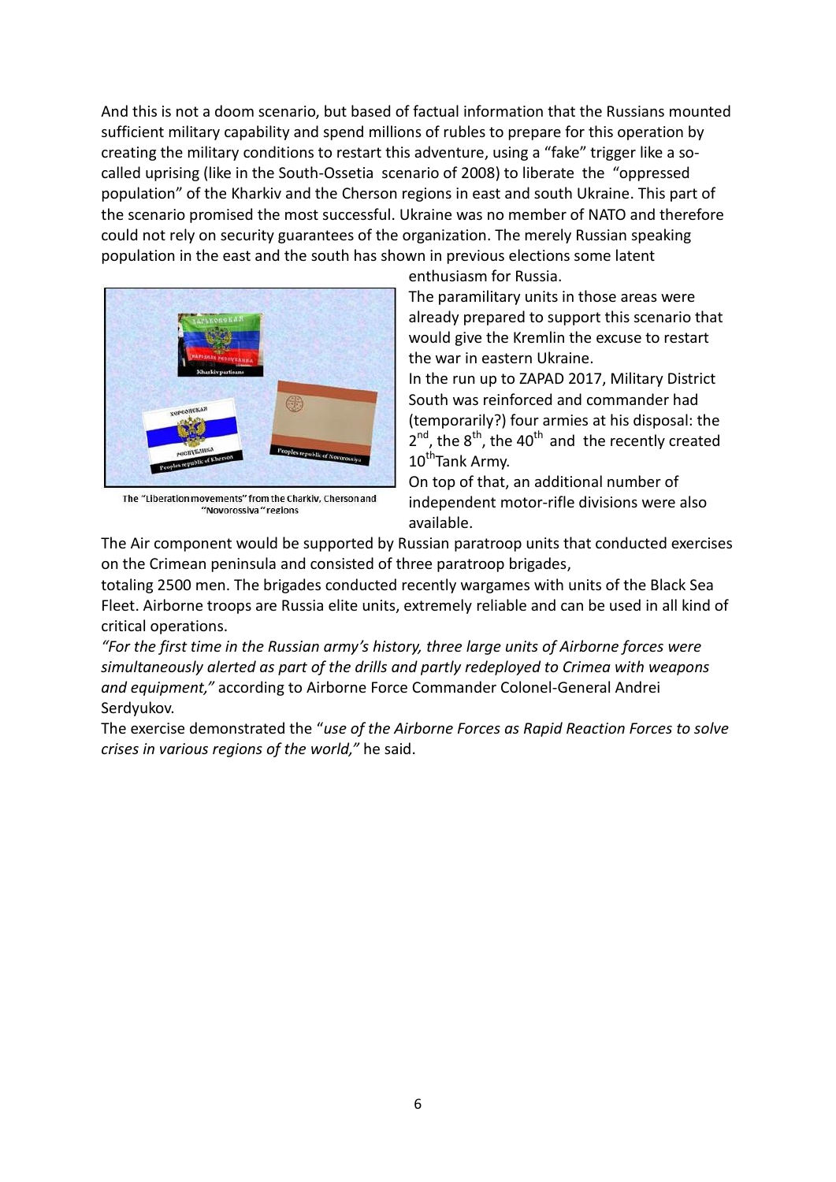And this is not a doom scenario, but based of factual information that the Russians mounted sufficient military capability and spend millions of rubles to prepare for this operation by creating the military conditions to restart this adventure, using a "fake" trigger like a so-called uprising (like in the South-Ossetia scenario of 2008) to liberate the "oppressed population" of the Kharkiv and the Cherson regions in east and south Ukraine. This part of the scenario promised the most successful. Ukraine was no member of NATO and therefore could not rely on security guarantees of the organization. The merely Russian speaking population in the east and the south has shown in previous elections some latent enthusiasm for Russia.

The "Liberation movements" from the Charkiv, Cherson and "Novorossiya" regions

The paramilitary units in those areas were already prepared to support this scenario that would give the Kremlin the excuse to restart the war in eastern Ukraine.

In the run up to ZAPAD 2017, Military District South was reinforced and commander had (temporarily?) four armies at his disposal: the 2nd, the 8th, the 40th and the recently created 10th Tank Army.

On top of that, an additional number of independent motor-rifle divisions were also available.

The Air component would be supported by Russian paratroop units that conducted exercises on the Crimean peninsula and consisted of three paratroop brigades,

totaling 2500 men. The brigades conducted recently wargames with units of the Black Sea Fleet. Airborne troops are Russia elite units, extremely reliable and can be used in all kind of critical operations.

*"For the first time in the Russian army's history, three large units of Airborne forces were simultaneously alerted as part of the drills and partly redeployed to Crimea with weapons and equipment,"* according to Airborne Force Commander Colonel-General Andrei Serdyukov.

The exercise demonstrated the "*use of the Airborne Forces as Rapid Reaction Forces to solve crises in various regions of the world,"* he said.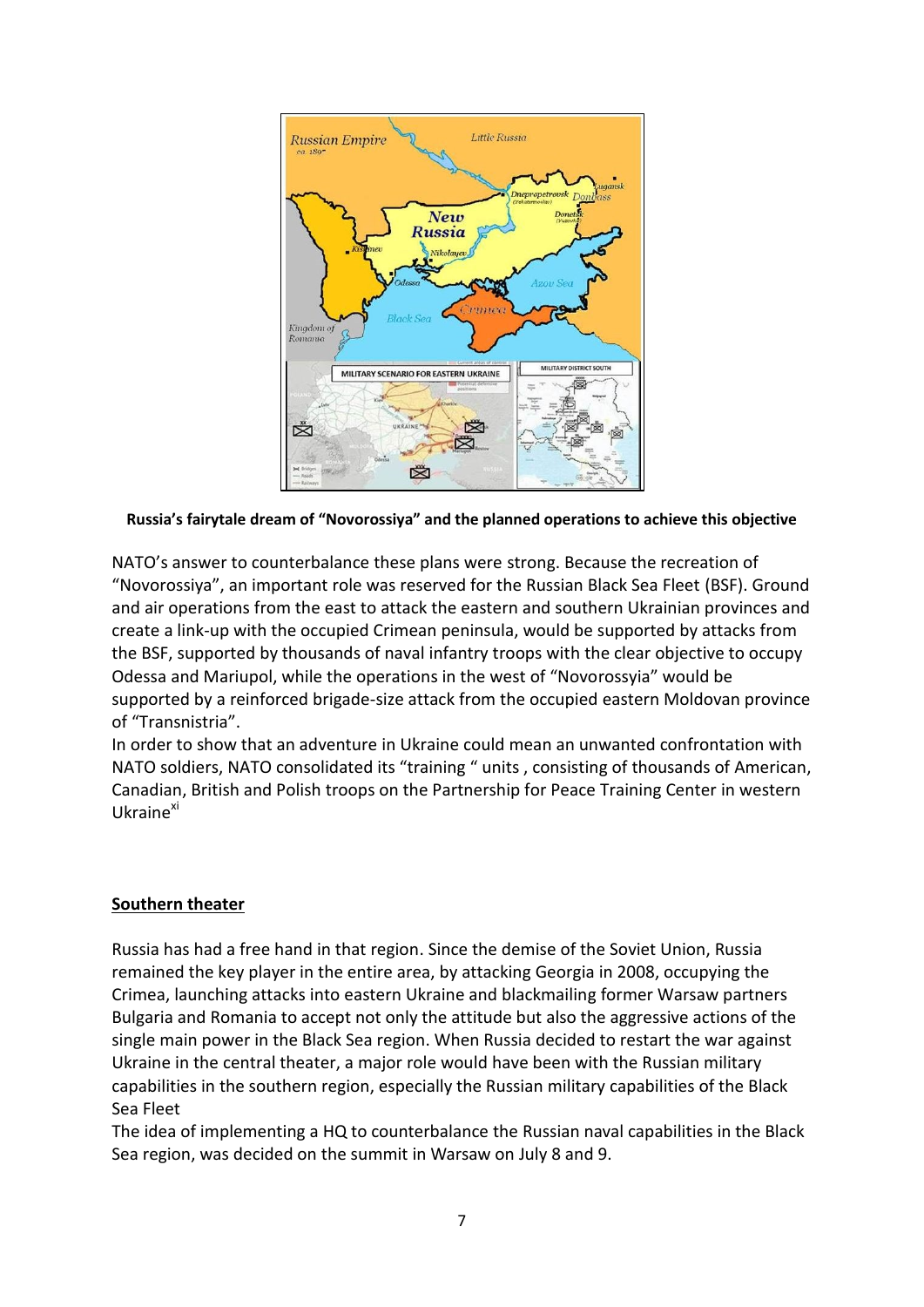**Russia's fairytale dream of "Novorossiya" and the planned operations to achieve this objective**

NATO's answer to counterbalance these plans were strong. Because the recreation of "Novorossiya", an important role was reserved for the Russian Black Sea Fleet (BSF). Ground and air operations from the east to attack the eastern and southern Ukrainian provinces and create a link-up with the occupied Crimean peninsula, would be supported by attacks from the BSF, supported by thousands of naval infantry troops with the clear objective to occupy Odessa and Mariupol, while the operations in the west of "Novorossyia" would be supported by a reinforced brigade-size attack from the occupied eastern Moldovan province of "Transnistria".

In order to show that an adventure in Ukraine could mean an unwanted confrontation with NATO soldiers, NATO consolidated its "training " units , consisting of thousands of American, Canadian, British and Polish troops on the Partnership for Peace Training Center in western Ukraine[xi]

## Southern theater

Russia has had a free hand in that region. Since the demise of the Soviet Union, Russia remained the key player in the entire area, by attacking Georgia in 2008, occupying the Crimea, launching attacks into eastern Ukraine and blackmailing former Warsaw partners Bulgaria and Romania to accept not only the attitude but also the aggressive actions of the single main power in the Black Sea region. When Russia decided to restart the war against Ukraine in the central theater, a major role would have been with the Russian military capabilities in the southern region, especially the Russian military capabilities of the Black Sea Fleet

The idea of implementing a HQ to counterbalance the Russian naval capabilities in the Black Sea region, was decided on the summit in Warsaw on July 8 and 9.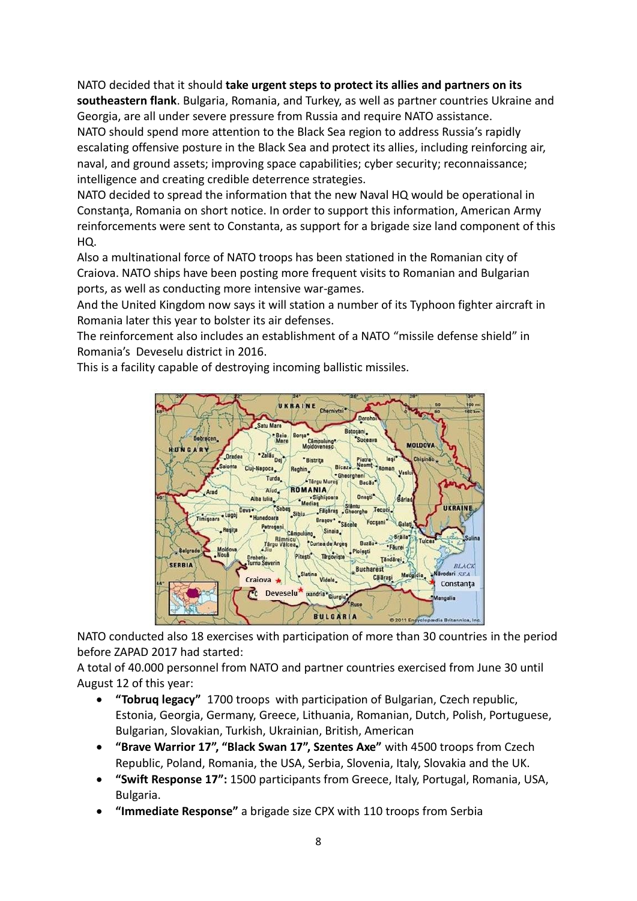NATO decided that it should **take urgent steps to protect its allies and partners on its southeastern flank**. Bulgaria, Romania, and Turkey, as well as partner countries Ukraine and Georgia, are all under severe pressure from Russia and require NATO assistance.

NATO should spend more attention to the Black Sea region to address Russia's rapidly escalating offensive posture in the Black Sea and protect its allies, including reinforcing air, naval, and ground assets; improving space capabilities; cyber security; reconnaissance; intelligence and creating credible deterrence strategies.

NATO decided to spread the information that the new Naval HQ would be operational in Constanţa, Romania on short notice. In order to support this information, American Army reinforcements were sent to Constanta, as support for a brigade size land component of this HQ.

Also a multinational force of NATO troops has been stationed in the Romanian city of Craiova. NATO ships have been posting more frequent visits to Romanian and Bulgarian ports, as well as conducting more intensive war-games.

And the United Kingdom now says it will station a number of its Typhoon fighter aircraft in Romania later this year to bolster its air defenses.

The reinforcement also includes an establishment of a NATO "missile defense shield" in Romania's Deveselu district in 2016.

This is a facility capable of destroying incoming ballistic missiles.

NATO conducted also 18 exercises with participation of more than 30 countries in the period before ZAPAD 2017 had started:

A total of 40.000 personnel from NATO and partner countries exercised from June 30 until August 12 of this year:

- **"Tobruq legacy"** 1700 troops with participation of Bulgarian, Czech republic, Estonia, Georgia, Germany, Greece, Lithuania, Romanian, Dutch, Polish, Portuguese, Bulgarian, Slovakian, Turkish, Ukrainian, British, American
- **"Brave Warrior 17", "Black Swan 17", Szentes Axe"** with 4500 troops from Czech Republic, Poland, Romania, the USA, Serbia, Slovenia, Italy, Slovakia and the UK.
- **"Swift Response 17":** 1500 participants from Greece, Italy, Portugal, Romania, USA, Bulgaria.
- **"Immediate Response"** a brigade size CPX with 110 troops from Serbia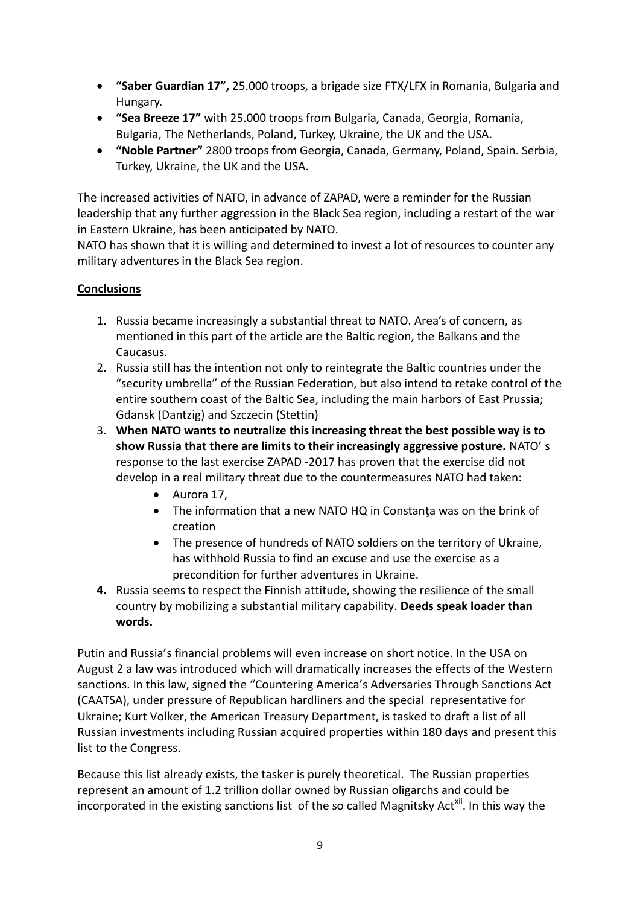- **"Saber Guardian 17",** 25.000 troops, a brigade size FTX/LFX in Romania, Bulgaria and Hungary.
- **"Sea Breeze 17"** with 25.000 troops from Bulgaria, Canada, Georgia, Romania, Bulgaria, The Netherlands, Poland, Turkey, Ukraine, the UK and the USA.
- **"Noble Partner"** 2800 troops from Georgia, Canada, Germany, Poland, Spain. Serbia, Turkey, Ukraine, the UK and the USA.

The increased activities of NATO, in advance of ZAPAD, were a reminder for the Russian leadership that any further aggression in the Black Sea region, including a restart of the war in Eastern Ukraine, has been anticipated by NATO.
NATO has shown that it is willing and determined to invest a lot of resources to counter any military adventures in the Black Sea region.

**Conclusions**

1. Russia became increasingly a substantial threat to NATO. Area's of concern, as mentioned in this part of the article are the Baltic region, the Balkans and the Caucasus.
2. Russia still has the intention not only to reintegrate the Baltic countries under the "security umbrella" of the Russian Federation, but also intend to retake control of the entire southern coast of the Baltic Sea, including the main harbors of East Prussia; Gdansk (Dantzig) and Szczecin (Stettin)
3. **When NATO wants to neutralize this increasing threat the best possible way is to show Russia that there are limits to their increasingly aggressive posture.** NATO' s response to the last exercise ZAPAD -2017 has proven that the exercise did not develop in a real military threat due to the countermeasures NATO had taken:
   - Aurora 17,
   - The information that a new NATO HQ in Constanţa was on the brink of creation
   - The presence of hundreds of NATO soldiers on the territory of Ukraine, has withhold Russia to find an excuse and use the exercise as a precondition for further adventures in Ukraine.
4. Russia seems to respect the Finnish attitude, showing the resilience of the small country by mobilizing a substantial military capability. **Deeds speak loader than words.**

Putin and Russia's financial problems will even increase on short notice. In the USA on August 2 a law was introduced which will dramatically increases the effects of the Western sanctions. In this law, signed the "Countering America's Adversaries Through Sanctions Act (CAATSA), under pressure of Republican hardliners and the special representative for Ukraine; Kurt Volker, the American Treasury Department, is tasked to draft a list of all Russian investments including Russian acquired properties within 180 days and present this list to the Congress.

Because this list already exists, the tasker is purely theoretical. The Russian properties represent an amount of 1.2 trillion dollar owned by Russian oligarchs and could be incorporated in the existing sanctions list of the so called Magnitsky Act[xii]. In this way the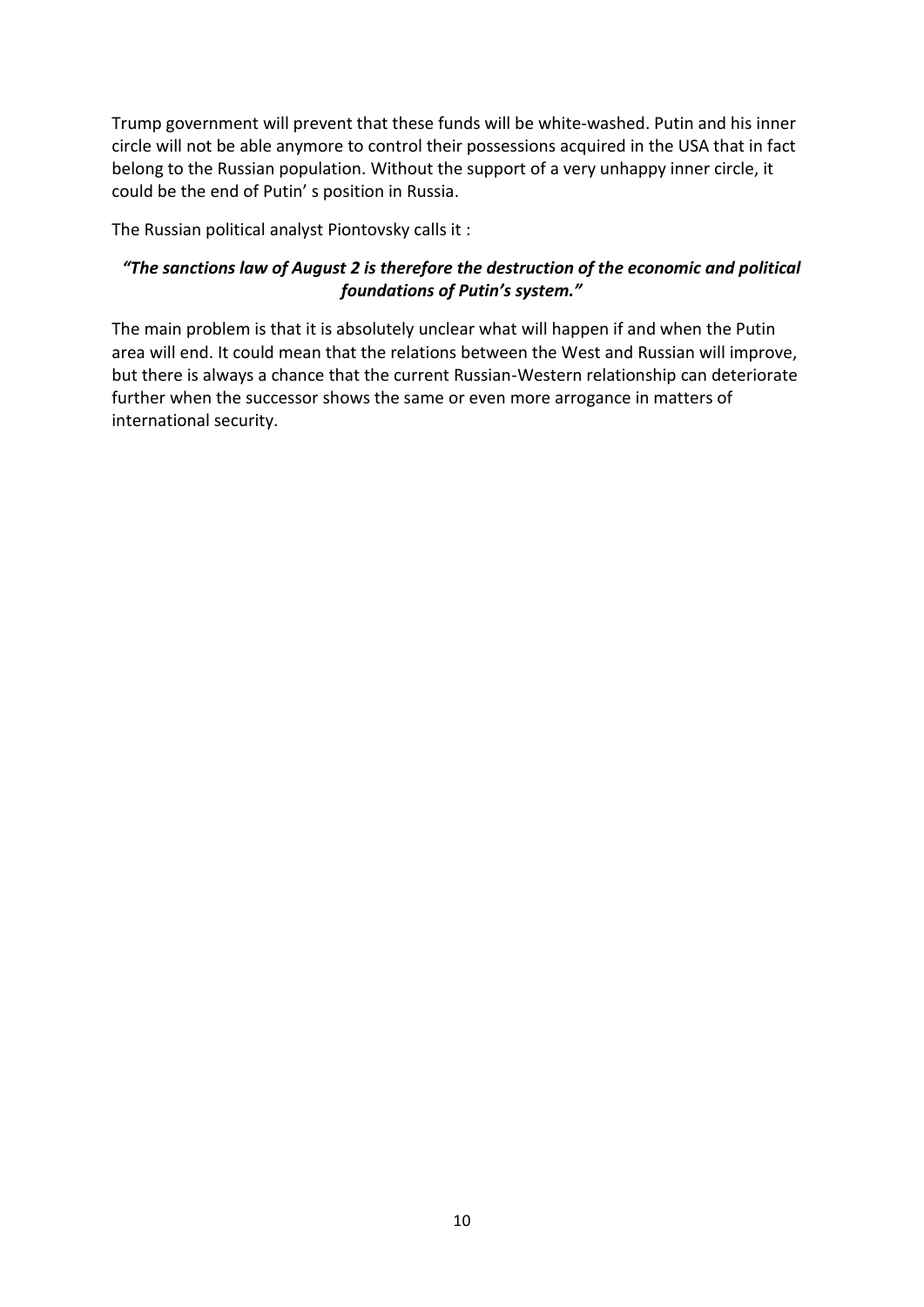Trump government will prevent that these funds will be white-washed. Putin and his inner circle will not be able anymore to control their possessions acquired in the USA that in fact belong to the Russian population. Without the support of a very unhappy inner circle, it could be the end of Putin' s position in Russia.

The Russian political analyst Piontovsky calls it :

*"The sanctions law of August 2 is therefore the destruction of the economic and political foundations of Putin's system."*

The main problem is that it is absolutely unclear what will happen if and when the Putin area will end. It could mean that the relations between the West and Russian will improve, but there is always a chance that the current Russian-Western relationship can deteriorate further when the successor shows the same or even more arrogance in matters of international security.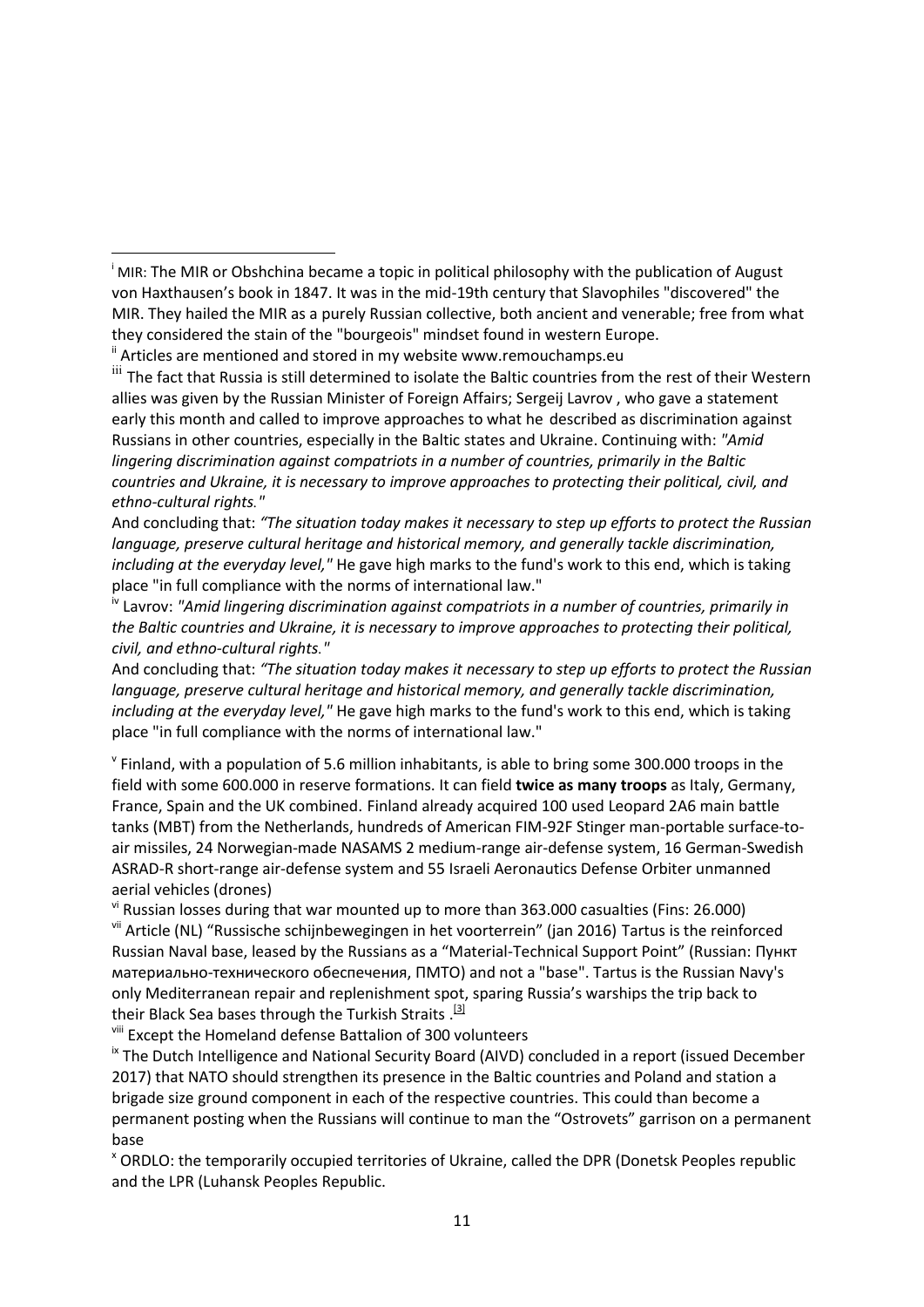[i] MIR: The MIR or Obshchina became a topic in political philosophy with the publication of August von Haxthausen's book in 1847. It was in the mid-19th century that Slavophiles "discovered" the MIR. They hailed the MIR as a purely Russian collective, both ancient and venerable; free from what they considered the stain of the "bourgeois" mindset found in western Europe.

[ii] Articles are mentioned and stored in my website www.remouchamps.eu

[iii] The fact that Russia is still determined to isolate the Baltic countries from the rest of their Western allies was given by the Russian Minister of Foreign Affairs; Sergeij Lavrov , who gave a statement early this month and called to improve approaches to what he described as discrimination against Russians in other countries, especially in the Baltic states and Ukraine. Continuing with: *"Amid lingering discrimination against compatriots in a number of countries, primarily in the Baltic countries and Ukraine, it is necessary to improve approaches to protecting their political, civil, and ethno-cultural rights."*

And concluding that: *"The situation today makes it necessary to step up efforts to protect the Russian language, preserve cultural heritage and historical memory, and generally tackle discrimination, including at the everyday level,"* He gave high marks to the fund's work to this end, which is taking place "in full compliance with the norms of international law."

[iv] Lavrov: *"Amid lingering discrimination against compatriots in a number of countries, primarily in the Baltic countries and Ukraine, it is necessary to improve approaches to protecting their political, civil, and ethno-cultural rights."*

And concluding that: *"The situation today makes it necessary to step up efforts to protect the Russian language, preserve cultural heritage and historical memory, and generally tackle discrimination, including at the everyday level,"* He gave high marks to the fund's work to this end, which is taking place "in full compliance with the norms of international law."

[v] Finland, with a population of 5.6 million inhabitants, is able to bring some 300.000 troops in the field with some 600.000 in reserve formations. It can field **twice as many troops** as Italy, Germany, France, Spain and the UK combined. Finland already acquired 100 used Leopard 2A6 main battle tanks (MBT) from the Netherlands, hundreds of American FIM-92F Stinger man-portable surface-to-air missiles, 24 Norwegian-made NASAMS 2 medium-range air-defense system, 16 German-Swedish ASRAD-R short-range air-defense system and 55 Israeli Aeronautics Defense Orbiter unmanned aerial vehicles (drones)

[vi] Russian losses during that war mounted up to more than 363.000 casualties (Fins: 26.000)

[vii] Article (NL) "Russische schijnbewegingen in het voorterrein" (jan 2016) Tartus is the reinforced Russian Naval base, leased by the Russians as a "Material-Technical Support Point" (Russian: Пункт материально-технического обеспечения, ПМТО) and not a "base". Tartus is the Russian Navy's only Mediterranean repair and replenishment spot, sparing Russia's warships the trip back to their Black Sea bases through the Turkish Straits .[3]

[viii] Except the Homeland defense Battalion of 300 volunteers

[ix] The Dutch Intelligence and National Security Board (AIVD) concluded in a report (issued December 2017) that NATO should strengthen its presence in the Baltic countries and Poland and station a brigade size ground component in each of the respective countries. This could than become a permanent posting when the Russians will continue to man the "Ostrovets" garrison on a permanent base

[x] ORDLO: the temporarily occupied territories of Ukraine, called the DPR (Donetsk Peoples republic and the LPR (Luhansk Peoples Republic.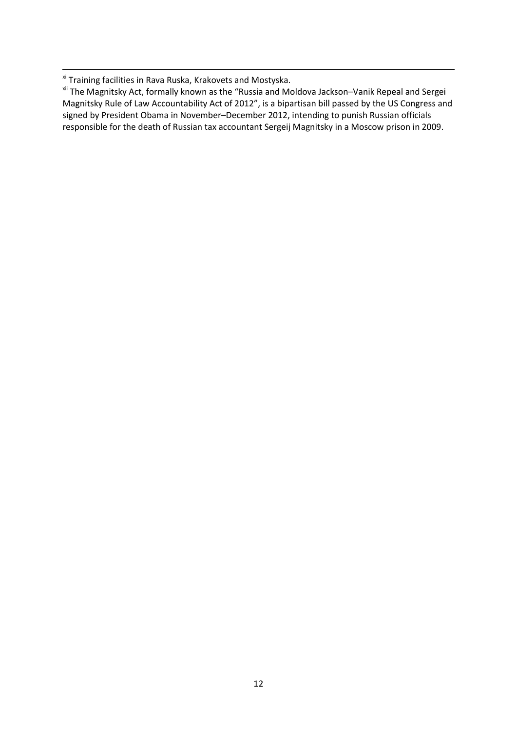[xi] Training facilities in Rava Ruska, Krakovets and Mostyska.

[xii] The Magnitsky Act, formally known as the "Russia and Moldova Jackson–Vanik Repeal and Sergei Magnitsky Rule of Law Accountability Act of 2012", is a bipartisan bill passed by the US Congress and signed by President Obama in November–December 2012, intending to punish Russian officials responsible for the death of Russian tax accountant Sergeij Magnitsky in a Moscow prison in 2009.